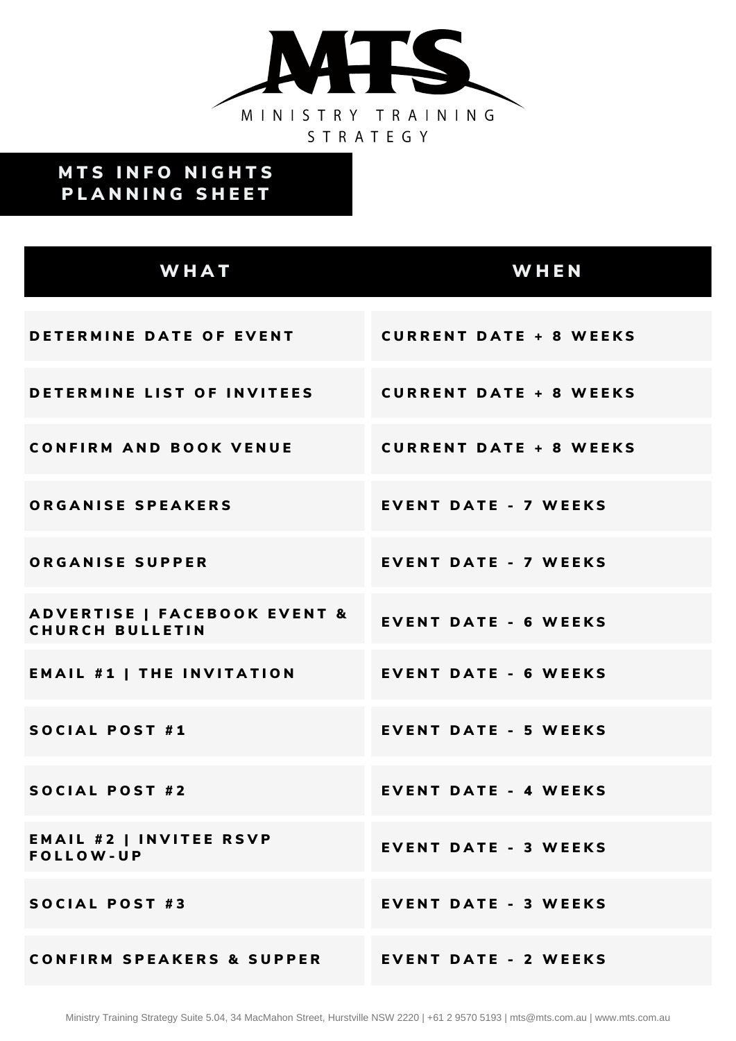# MINISTRY TRAINING STRATEGY

## MTS INFO NIGHTS PLANNING SHEET

| WHAT | WHEN |
| --- | --- |
| DETERMINE DATE OF EVENT | CURRENT DATE + 8 WEEKS |
| DETERMINE LIST OF INVITEES | CURRENT DATE + 8 WEEKS |
| CONFIRM AND BOOK VENUE | CURRENT DATE + 8 WEEKS |
| ORGANISE SPEAKERS | EVENT DATE - 7 WEEKS |
| ORGANISE SUPPER | EVENT DATE - 7 WEEKS |
| ADVERTISE \| FACEBOOK EVENT & CHURCH BULLETIN | EVENT DATE - 6 WEEKS |
| EMAIL #1 \| THE INVITATION | EVENT DATE - 6 WEEKS |
| SOCIAL POST #1 | EVENT DATE - 5 WEEKS |
| SOCIAL POST #2 | EVENT DATE - 4 WEEKS |
| EMAIL #2 \| INVITEE RSVP FOLLOW-UP | EVENT DATE - 3 WEEKS |
| SOCIAL POST #3 | EVENT DATE - 3 WEEKS |
| CONFIRM SPEAKERS & SUPPER | EVENT DATE - 2 WEEKS |

Ministry Training Strategy Suite 5.04, 34 MacMahon Street, Hurstville NSW 2220 | +61 2 9570 5193 | mts@mts.com.au | www.mts.com.au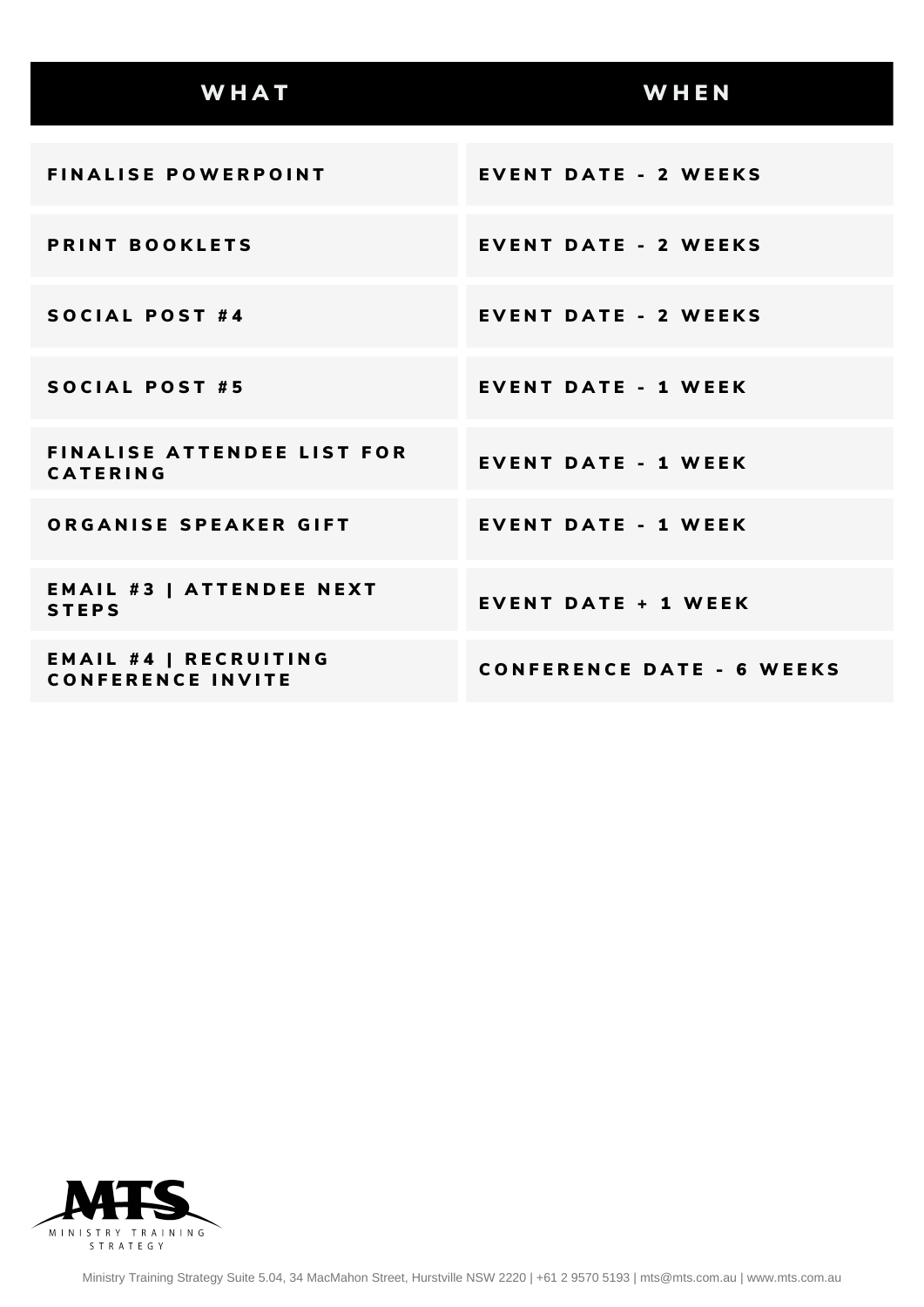| WHAT | WHEN |
|---|---|
| FINALISE POWERPOINT | EVENT DATE - 2 WEEKS |
| PRINT BOOKLETS | EVENT DATE - 2 WEEKS |
| SOCIAL POST #4 | EVENT DATE - 2 WEEKS |
| SOCIAL POST #5 | EVENT DATE - 1 WEEK |
| FINALISE ATTENDEE LIST FOR CATERING | EVENT DATE - 1 WEEK |
| ORGANISE SPEAKER GIFT | EVENT DATE - 1 WEEK |
| EMAIL #3 \| ATTENDEE NEXT STEPS | EVENT DATE + 1 WEEK |
| EMAIL #4 \| RECRUITING CONFERENCE INVITE | CONFERENCE DATE - 6 WEEKS |

MTS
MINISTRY TRAINING STRATEGY

Ministry Training Strategy Suite 5.04, 34 MacMahon Street, Hurstville NSW 2220 | +61 2 9570 5193 | mts@mts.com.au | www.mts.com.au